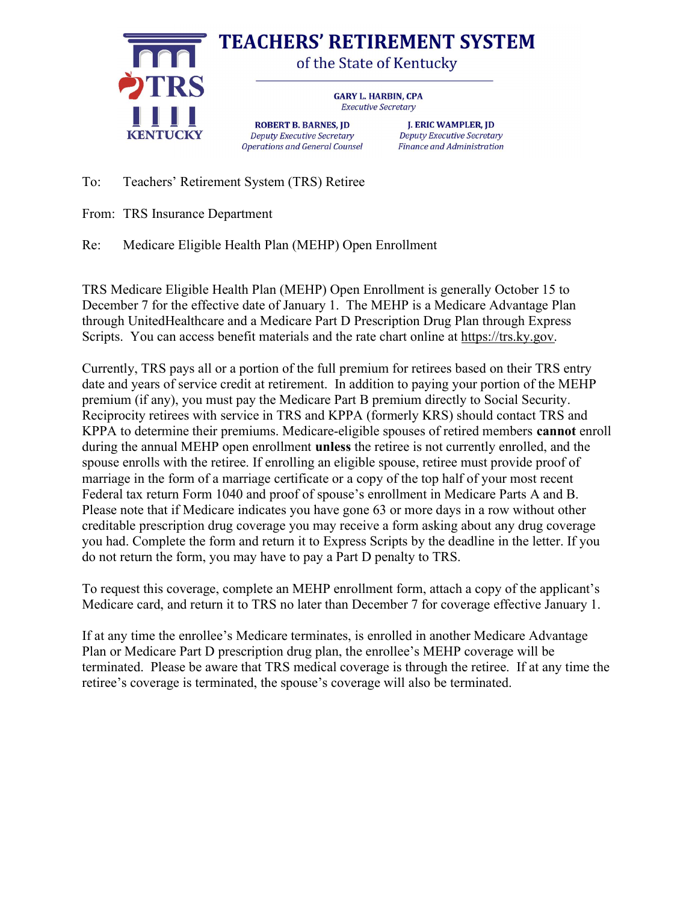# TEACHERS' RETIREMENT SYSTEM
of the State of Kentucky

TRS KENTUCKY

**GARY L. HARBIN, CPA**
*Executive Secretary*

**ROBERT B. BARNES, JD**
*Deputy Executive Secretary*
*Operations and General Counsel*

**J. ERIC WAMPLER, JD**
*Deputy Executive Secretary*
*Finance and Administration*

To: Teachers' Retirement System (TRS) Retiree

From: TRS Insurance Department

Re: Medicare Eligible Health Plan (MEHP) Open Enrollment

TRS Medicare Eligible Health Plan (MEHP) Open Enrollment is generally October 15 to December 7 for the effective date of January 1. The MEHP is a Medicare Advantage Plan through UnitedHealthcare and a Medicare Part D Prescription Drug Plan through Express Scripts. You can access benefit materials and the rate chart online at https://trs.ky.gov.

Currently, TRS pays all or a portion of the full premium for retirees based on their TRS entry date and years of service credit at retirement. In addition to paying your portion of the MEHP premium (if any), you must pay the Medicare Part B premium directly to Social Security. Reciprocity retirees with service in TRS and KPPA (formerly KRS) should contact TRS and KPPA to determine their premiums. Medicare-eligible spouses of retired members **cannot** enroll during the annual MEHP open enrollment **unless** the retiree is not currently enrolled, and the spouse enrolls with the retiree. If enrolling an eligible spouse, retiree must provide proof of marriage in the form of a marriage certificate or a copy of the top half of your most recent Federal tax return Form 1040 and proof of spouse's enrollment in Medicare Parts A and B. Please note that if Medicare indicates you have gone 63 or more days in a row without other creditable prescription drug coverage you may receive a form asking about any drug coverage you had. Complete the form and return it to Express Scripts by the deadline in the letter. If you do not return the form, you may have to pay a Part D penalty to TRS.

To request this coverage, complete an MEHP enrollment form, attach a copy of the applicant's Medicare card, and return it to TRS no later than December 7 for coverage effective January 1.

If at any time the enrollee's Medicare terminates, is enrolled in another Medicare Advantage Plan or Medicare Part D prescription drug plan, the enrollee's MEHP coverage will be terminated. Please be aware that TRS medical coverage is through the retiree. If at any time the retiree's coverage is terminated, the spouse's coverage will also be terminated.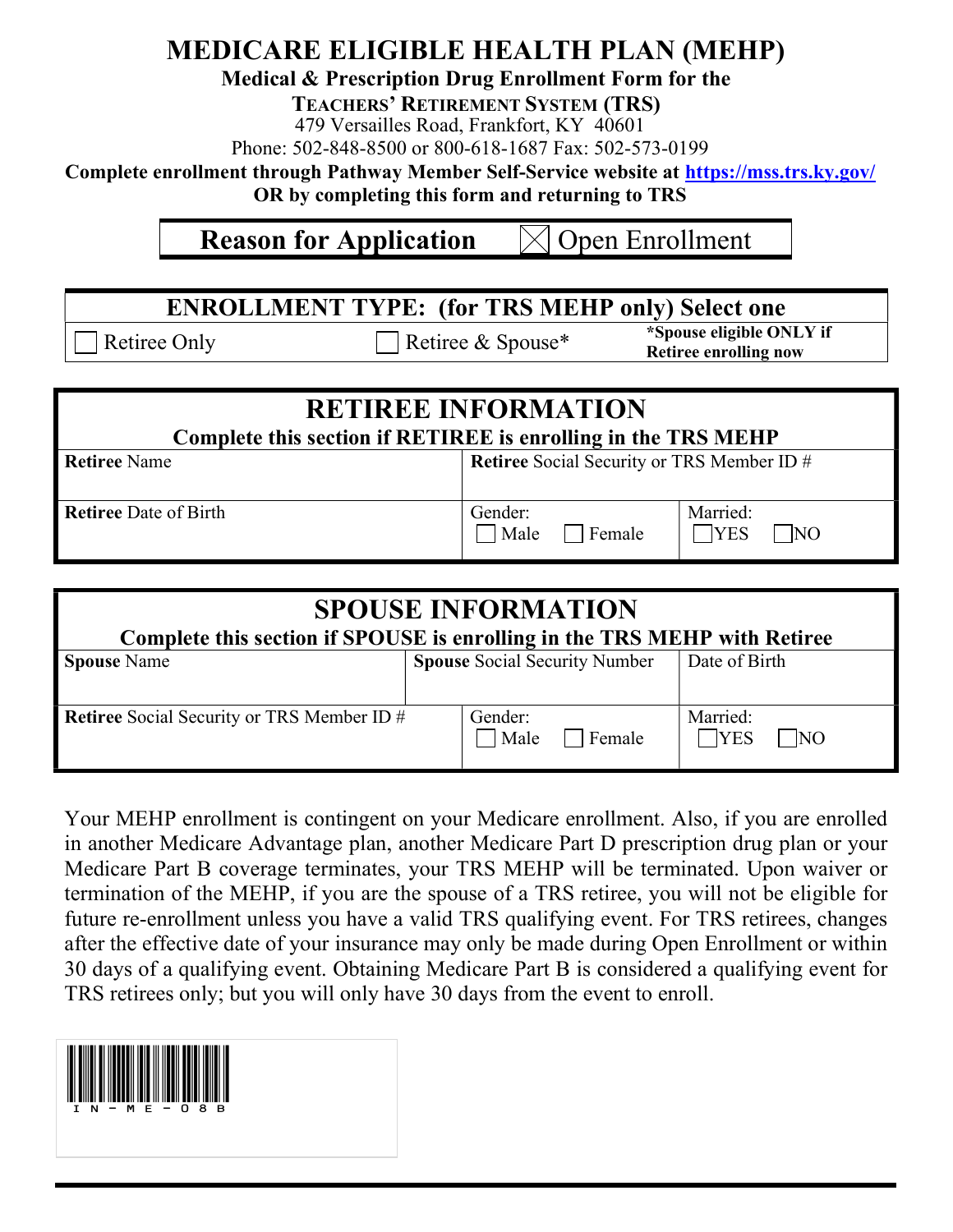# MEDICARE ELIGIBLE HEALTH PLAN (MEHP)

**Medical & Prescription Drug Enrollment Form for the**

**TEACHERS' RETIREMENT SYSTEM (TRS)**

479 Versailles Road, Frankfort, KY 40601

Phone: 502-848-8500 or 800-618-1687 Fax: 502-573-0199

**Complete enrollment through Pathway Member Self-Service website at https://mss.trs.ky.gov/**

**OR by completing this form and returning to TRS**

| **Reason for Application** | ☒ Open Enrollment |
|---|---|

| **ENROLLMENT TYPE: (for TRS MEHP only) Select one** | | |
|---|---|---|
| ☐ Retiree Only | ☐ Retiree & Spouse* | ***Spouse eligible ONLY if Retiree enrolling now** |

## RETIREE INFORMATION

**Complete this section if RETIREE is enrolling in the TRS MEHP**

| **Retiree** Name | **Retiree** Social Security or TRS Member ID # | |
|---|---|---|
| **Retiree** Date of Birth | Gender: ☐ Male ☐ Female | Married: ☐ YES ☐ NO |

## SPOUSE INFORMATION

**Complete this section if SPOUSE is enrolling in the TRS MEHP with Retiree**

| **Spouse** Name | **Spouse** Social Security Number | Date of Birth |
|---|---|---|
| **Retiree** Social Security or TRS Member ID # | Gender: ☐ Male ☐ Female | Married: ☐ YES ☐ NO |

Your MEHP enrollment is contingent on your Medicare enrollment. Also, if you are enrolled in another Medicare Advantage plan, another Medicare Part D prescription drug plan or your Medicare Part B coverage terminates, your TRS MEHP will be terminated. Upon waiver or termination of the MEHP, if you are the spouse of a TRS retiree, you will not be eligible for future re-enrollment unless you have a valid TRS qualifying event. For TRS retirees, changes after the effective date of your insurance may only be made during Open Enrollment or within 30 days of a qualifying event. Obtaining Medicare Part B is considered a qualifying event for TRS retirees only; but you will only have 30 days from the event to enroll.

IN-ME-08B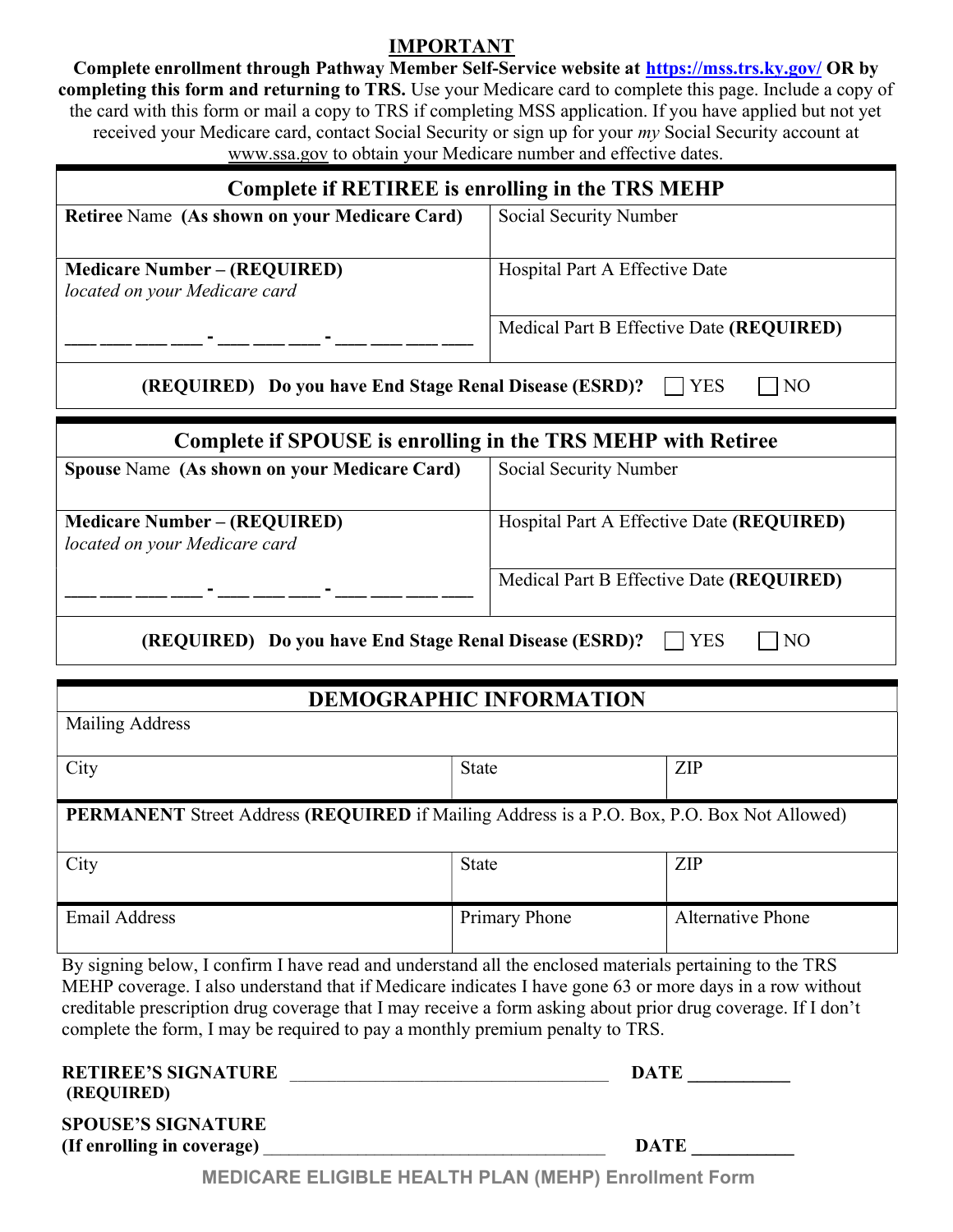## IMPORTANT

**Complete enrollment through Pathway Member Self-Service website at [https://mss.trs.ky.gov/](https://mss.trs.ky.gov/) OR by completing this form and returning to TRS.** Use your Medicare card to complete this page. Include a copy of the card with this form or mail a copy to TRS if completing MSS application. If you have applied but not yet received your Medicare card, contact Social Security or sign up for your *my* Social Security account at www.ssa.gov to obtain your Medicare number and effective dates.

### Complete if RETIREE is enrolling in the TRS MEHP

| | |
|---|---|
| **Retiree** Name **(As shown on your Medicare Card)** | Social Security Number |
| **Medicare Number – (REQUIRED)** *located on your Medicare card* ___ ___ ___ ___ - ___ ___ ___ - ___ ___ ___ ___ | Hospital Part A Effective Date |
| | Medical Part B Effective Date **(REQUIRED)** |

**(REQUIRED) Do you have End Stage Renal Disease (ESRD)?** ☐ YES ☐ NO

### Complete if SPOUSE is enrolling in the TRS MEHP with Retiree

| | |
|---|---|
| **Spouse** Name **(As shown on your Medicare Card)** | Social Security Number |
| **Medicare Number – (REQUIRED)** *located on your Medicare card* ___ ___ ___ ___ - ___ ___ ___ - ___ ___ ___ ___ | Hospital Part A Effective Date **(REQUIRED)** |
| | Medical Part B Effective Date **(REQUIRED)** |

**(REQUIRED) Do you have End Stage Renal Disease (ESRD)?** ☐ YES ☐ NO

### DEMOGRAPHIC INFORMATION

| | | |
|---|---|---|
| Mailing Address | | |
| City | State | ZIP |
| **PERMANENT** Street Address **(REQUIRED** if Mailing Address is a P.O. Box, P.O. Box Not Allowed) | | |
| City | State | ZIP |
| Email Address | Primary Phone | Alternative Phone |

By signing below, I confirm I have read and understand all the enclosed materials pertaining to the TRS MEHP coverage. I also understand that if Medicare indicates I have gone 63 or more days in a row without creditable prescription drug coverage that I may receive a form asking about prior drug coverage. If I don't complete the form, I may be required to pay a monthly premium penalty to TRS.

**RETIREE'S SIGNATURE (REQUIRED)** ______________________________ **DATE** __________

**SPOUSE'S SIGNATURE (If enrolling in coverage)** ______________________________ **DATE** __________

**MEDICARE ELIGIBLE HEALTH PLAN (MEHP) Enrollment Form**